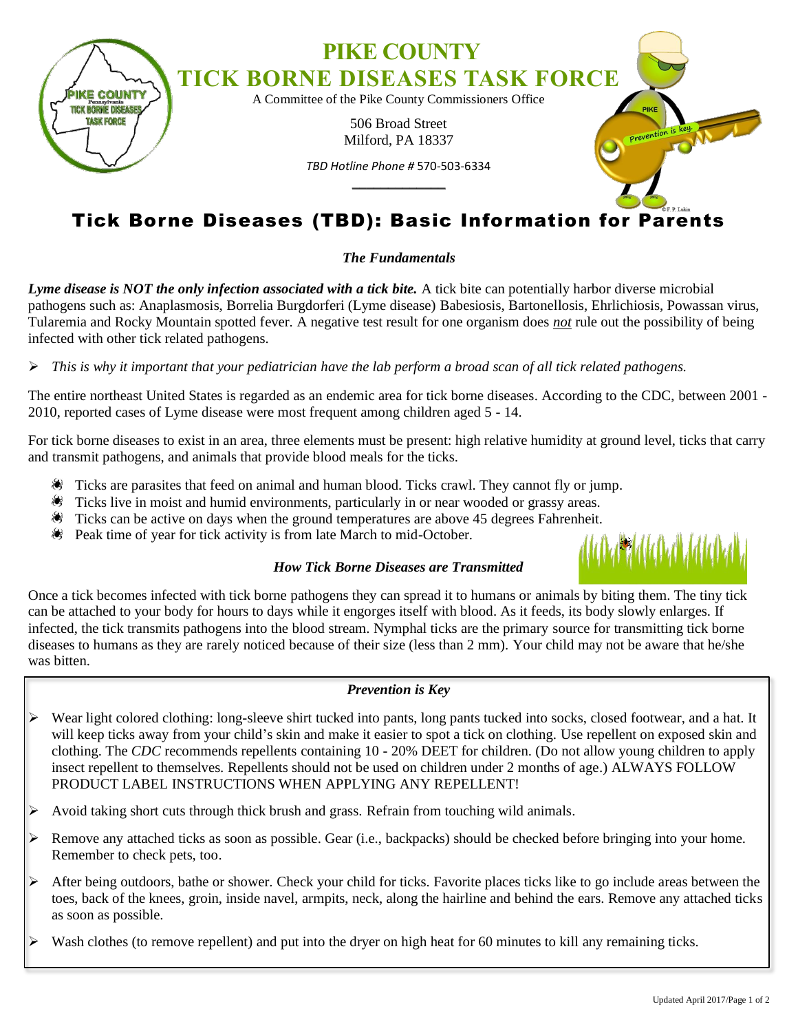# PIKE COUNTY TICK BORNE DISEASES TASK FORCE

A Committee of the Pike County Commissioners Office

506 Broad Street
Milford, PA 18337

*TBD Hotline Phone #* 570-503-6334

## Tick Borne Diseases (TBD): Basic Information for Parents

### *The Fundamentals*

***Lyme disease is NOT the only infection associated with a tick bite.*** A tick bite can potentially harbor diverse microbial pathogens such as: Anaplasmosis, Borrelia Burgdorferi (Lyme disease) Babesiosis, Bartonellosis, Ehrlichiosis, Powassan virus, Tularemia and Rocky Mountain spotted fever. A negative test result for one organism does ***not*** rule out the possibility of being infected with other tick related pathogens.

- *This is why it important that your pediatrician have the lab perform a broad scan of all tick related pathogens.*

The entire northeast United States is regarded as an endemic area for tick borne diseases. According to the CDC, between 2001 - 2010, reported cases of Lyme disease were most frequent among children aged 5 - 14.

For tick borne diseases to exist in an area, three elements must be present: high relative humidity at ground level, ticks that carry and transmit pathogens, and animals that provide blood meals for the ticks.

- Ticks are parasites that feed on animal and human blood. Ticks crawl. They cannot fly or jump.
- Ticks live in moist and humid environments, particularly in or near wooded or grassy areas.
- Ticks can be active on days when the ground temperatures are above 45 degrees Fahrenheit.
- Peak time of year for tick activity is from late March to mid-October.

### *How Tick Borne Diseases are Transmitted*

Once a tick becomes infected with tick borne pathogens they can spread it to humans or animals by biting them. The tiny tick can be attached to your body for hours to days while it engorges itself with blood. As it feeds, its body slowly enlarges. If infected, the tick transmits pathogens into the blood stream. Nymphal ticks are the primary source for transmitting tick borne diseases to humans as they are rarely noticed because of their size (less than 2 mm). Your child may not be aware that he/she was bitten.

### *Prevention is Key*

- Wear light colored clothing: long-sleeve shirt tucked into pants, long pants tucked into socks, closed footwear, and a hat. It will keep ticks away from your child's skin and make it easier to spot a tick on clothing. Use repellent on exposed skin and clothing. The *CDC* recommends repellents containing 10 - 20% DEET for children. (Do not allow young children to apply insect repellent to themselves. Repellents should not be used on children under 2 months of age.) ALWAYS FOLLOW PRODUCT LABEL INSTRUCTIONS WHEN APPLYING ANY REPELLENT!
- Avoid taking short cuts through thick brush and grass. Refrain from touching wild animals.
- Remove any attached ticks as soon as possible. Gear (i.e., backpacks) should be checked before bringing into your home. Remember to check pets, too.
- After being outdoors, bathe or shower. Check your child for ticks. Favorite places ticks like to go include areas between the toes, back of the knees, groin, inside navel, armpits, neck, along the hairline and behind the ears. Remove any attached ticks as soon as possible.
- Wash clothes (to remove repellent) and put into the dryer on high heat for 60 minutes to kill any remaining ticks.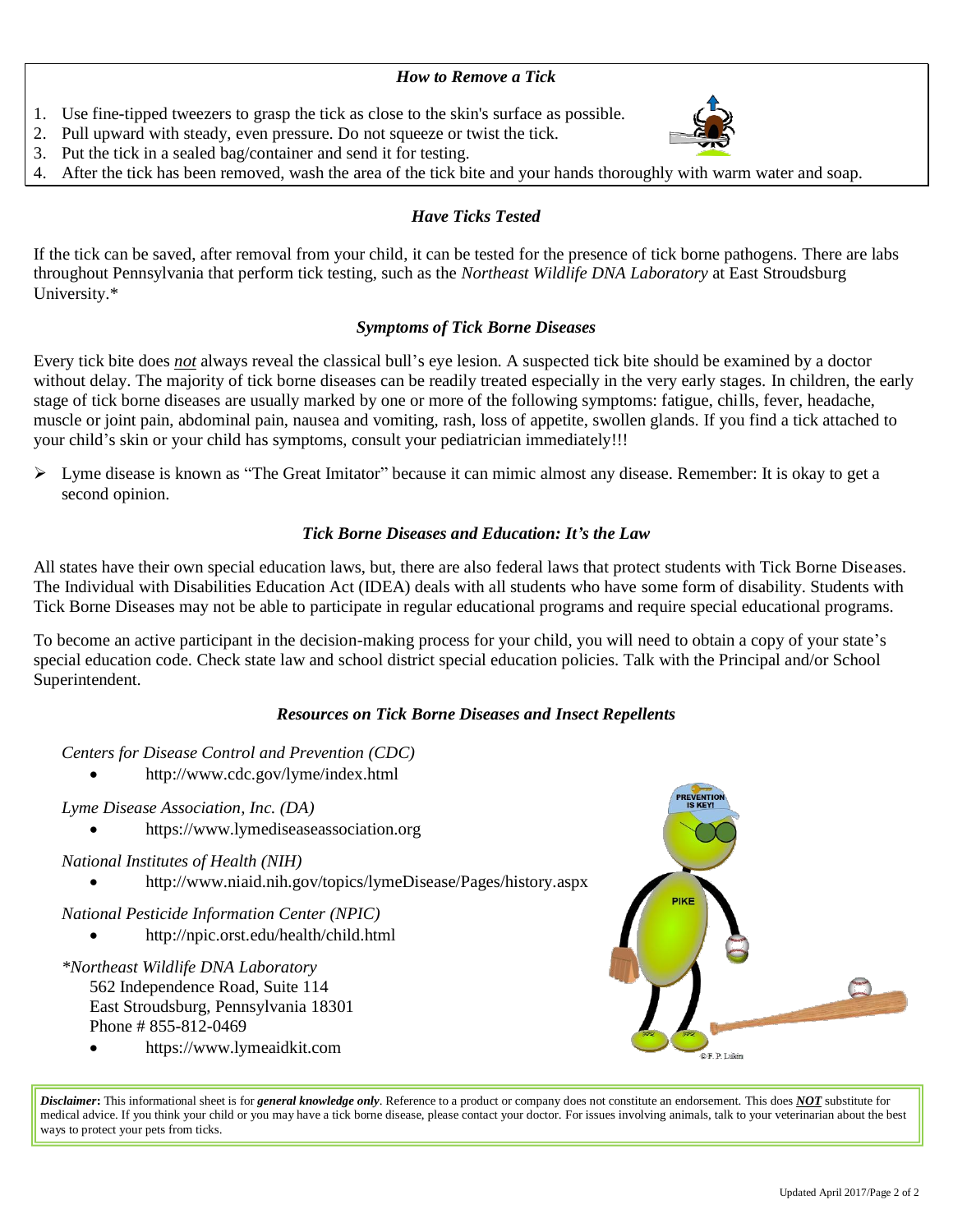### *How to Remove a Tick*

1. Use fine-tipped tweezers to grasp the tick as close to the skin's surface as possible.
2. Pull upward with steady, even pressure. Do not squeeze or twist the tick.
3. Put the tick in a sealed bag/container and send it for testing.
4. After the tick has been removed, wash the area of the tick bite and your hands thoroughly with warm water and soap.

### *Have Ticks Tested*

If the tick can be saved, after removal from your child, it can be tested for the presence of tick borne pathogens. There are labs throughout Pennsylvania that perform tick testing, such as the *Northeast Wildlife DNA Laboratory* at East Stroudsburg University.*

### *Symptoms of Tick Borne Diseases*

Every tick bite does ***not*** always reveal the classical bull's eye lesion. A suspected tick bite should be examined by a doctor without delay. The majority of tick borne diseases can be readily treated especially in the very early stages. In children, the early stage of tick borne diseases are usually marked by one or more of the following symptoms: fatigue, chills, fever, headache, muscle or joint pain, abdominal pain, nausea and vomiting, rash, loss of appetite, swollen glands. If you find a tick attached to your child's skin or your child has symptoms, consult your pediatrician immediately!!!

- Lyme disease is known as "The Great Imitator" because it can mimic almost any disease. Remember: It is okay to get a second opinion.

### *Tick Borne Diseases and Education: It's the Law*

All states have their own special education laws, but, there are also federal laws that protect students with Tick Borne Diseases. The Individual with Disabilities Education Act (IDEA) deals with all students who have some form of disability. Students with Tick Borne Diseases may not be able to participate in regular educational programs and require special educational programs.

To become an active participant in the decision-making process for your child, you will need to obtain a copy of your state's special education code. Check state law and school district special education policies. Talk with the Principal and/or School Superintendent.

### *Resources on Tick Borne Diseases and Insect Repellents*

*Centers for Disease Control and Prevention (CDC)*

- http://www.cdc.gov/lyme/index.html

*Lyme Disease Association, Inc. (DA)*

- https://www.lymediseaseassociation.org

*National Institutes of Health (NIH)*

- http://www.niaid.nih.gov/topics/lymeDisease/Pages/history.aspx

*National Pesticide Information Center (NPIC)*

- http://npic.orst.edu/health/child.html

*\*Northeast Wildlife DNA Laboratory*
562 Independence Road, Suite 114
East Stroudsburg, Pennsylvania 18301
Phone # 855-812-0469

- https://www.lymeaidkit.com

***Disclaimer*:** This informational sheet is for ***general knowledge only***. Reference to a product or company does not constitute an endorsement. This does ***NOT*** substitute for medical advice. If you think your child or you may have a tick borne disease, please contact your doctor. For issues involving animals, talk to your veterinarian about the best ways to protect your pets from ticks.

Updated April 2017